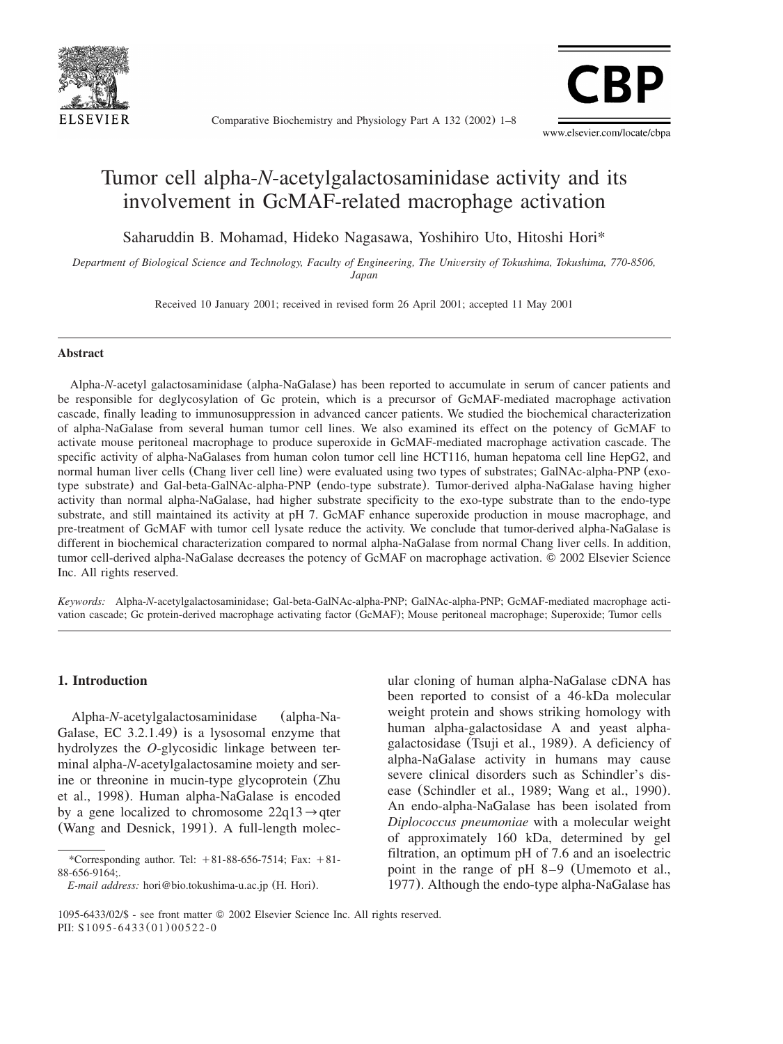# Tumor cell alpha-*N*-acetylgalactosaminidase activity and its involvement in GcMAF-related macrophage activation

Saharuddin B. Mohamad, Hideko Nagasawa, Yoshihiro Uto, Hitoshi Hori*

*Department of Biological Science and Technology, Faculty of Engineering, The University of Tokushima, Tokushima, 770-8506, Japan*

Received 10 January 2001; received in revised form 26 April 2001; accepted 11 May 2001

## Abstract

Alpha-*N*-acetyl galactosaminidase (alpha-NaGalase) has been reported to accumulate in serum of cancer patients and be responsible for deglycosylation of Gc protein, which is a precursor of GcMAF-mediated macrophage activation cascade, finally leading to immunosuppression in advanced cancer patients. We studied the biochemical characterization of alpha-NaGalase from several human tumor cell lines. We also examined its effect on the potency of GcMAF to activate mouse peritoneal macrophage to produce superoxide in GcMAF-mediated macrophage activation cascade. The specific activity of alpha-NaGalases from human colon tumor cell line HCT116, human hepatoma cell line HepG2, and normal human liver cells (Chang liver cell line) were evaluated using two types of substrates; GalNAc-alpha-PNP (exo-type substrate) and Gal-beta-GalNAc-alpha-PNP (endo-type substrate). Tumor-derived alpha-NaGalase having higher activity than normal alpha-NaGalase, had higher substrate specificity to the exo-type substrate than to the endo-type substrate, and still maintained its activity at pH 7. GcMAF enhance superoxide production in mouse macrophage, and pre-treatment of GcMAF with tumor cell lysate reduce the activity. We conclude that tumor-derived alpha-NaGalase is different in biochemical characterization compared to normal alpha-NaGalase from normal Chang liver cells. In addition, tumor cell-derived alpha-NaGalase decreases the potency of GcMAF on macrophage activation. © 2002 Elsevier Science Inc. All rights reserved.

*Keywords:* Alpha-*N*-acetylgalactosaminidase; Gal-beta-GalNAc-alpha-PNP; GalNAc-alpha-PNP; GcMAF-mediated macrophage activation cascade; Gc protein-derived macrophage activating factor (GcMAF); Mouse peritoneal macrophage; Superoxide; Tumor cells

## 1. Introduction

Alpha-*N*-acetylgalactosaminidase (alpha-NaGalase, EC 3.2.1.49) is a lysosomal enzyme that hydrolyzes the *O*-glycosidic linkage between terminal alpha-*N*-acetylgalactosamine moiety and serine or threonine in mucin-type glycoprotein (Zhu et al., 1998). Human alpha-NaGalase is encoded by a gene localized to chromosome 22q13 → qter (Wang and Desnick, 1991). A full-length molecular cloning of human alpha-NaGalase cDNA has been reported to consist of a 46-kDa molecular weight protein and shows striking homology with human alpha-galactosidase A and yeast alpha-galactosidase (Tsuji et al., 1989). A deficiency of alpha-NaGalase activity in humans may cause severe clinical disorders such as Schindler's disease (Schindler et al., 1989; Wang et al., 1990). An endo-alpha-NaGalase has been isolated from *Diplococcus pneumoniae* with a molecular weight of approximately 160 kDa, determined by gel filtration, an optimum pH of 7.6 and an isoelectric point in the range of pH 8–9 (Umemoto et al., 1977). Although the endo-type alpha-NaGalase has

*Corresponding author. Tel: +81-88-656-7514; Fax: +81-88-656-9164;.
*E-mail address:* hori@bio.tokushima-u.ac.jp (H. Hori).

1095-6433/02/$ - see front matter © 2002 Elsevier Science Inc. All rights reserved.
PII: S1095-6433(01)00522-0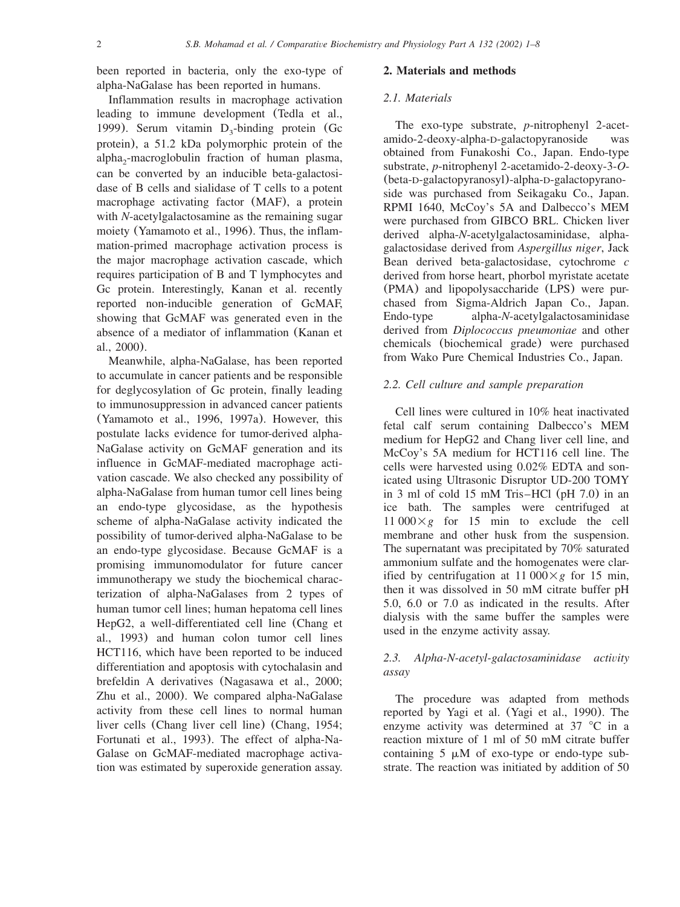been reported in bacteria, only the exo-type of alpha-NaGalase has been reported in humans.

Inflammation results in macrophage activation leading to immune development (Tedla et al., 1999). Serum vitamin $D_3$-binding protein (Gc protein), a 51.2 kDa polymorphic protein of the alpha$_2$-macroglobulin fraction of human plasma, can be converted by an inducible beta-galactosidase of B cells and sialidase of T cells to a potent macrophage activating factor (MAF), a protein with *N*-acetylgalactosamine as the remaining sugar moiety (Yamamoto et al., 1996). Thus, the inflammation-primed macrophage activation process is the major macrophage activation cascade, which requires participation of B and T lymphocytes and Gc protein. Interestingly, Kanan et al. recently reported non-inducible generation of GcMAF, showing that GcMAF was generated even in the absence of a mediator of inflammation (Kanan et al., 2000).

Meanwhile, alpha-NaGalase, has been reported to accumulate in cancer patients and be responsible for deglycosylation of Gc protein, finally leading to immunosuppression in advanced cancer patients (Yamamoto et al., 1996, 1997a). However, this postulate lacks evidence for tumor-derived alpha-NaGalase activity on GcMAF generation and its influence in GcMAF-mediated macrophage activation cascade. We also checked any possibility of alpha-NaGalase from human tumor cell lines being an endo-type glycosidase, as the hypothesis scheme of alpha-NaGalase activity indicated the possibility of tumor-derived alpha-NaGalase to be an endo-type glycosidase. Because GcMAF is a promising immunomodulator for future cancer immunotherapy we study the biochemical characterization of alpha-NaGalases from 2 types of human tumor cell lines; human hepatoma cell lines HepG2, a well-differentiated cell line (Chang et al., 1993) and human colon tumor cell lines HCT116, which have been reported to be induced differentiation and apoptosis with cytochalasin and brefeldin A derivatives (Nagasawa et al., 2000; Zhu et al., 2000). We compared alpha-NaGalase activity from these cell lines to normal human liver cells (Chang liver cell line) (Chang, 1954; Fortunati et al., 1993). The effect of alpha-NaGalase on GcMAF-mediated macrophage activation was estimated by superoxide generation assay.

## 2. Materials and methods

### 2.1. Materials

The exo-type substrate, *p*-nitrophenyl 2-acetamido-2-deoxy-alpha-D-galactopyranoside was obtained from Funakoshi Co., Japan. Endo-type substrate, *p*-nitrophenyl 2-acetamido-2-deoxy-3-*O*-(beta-D-galactopyranosyl)-alpha-D-galactopyranoside was purchased from Seikagaku Co., Japan. RPMI 1640, McCoy's 5A and Dalbecco's MEM were purchased from GIBCO BRL. Chicken liver derived alpha-*N*-acetylgalactosaminidase, alpha-galactosidase derived from *Aspergillus niger*, Jack Bean derived beta-galactosidase, cytochrome *c* derived from horse heart, phorbol myristate acetate (PMA) and lipopolysaccharide (LPS) were purchased from Sigma-Aldrich Japan Co., Japan. Endo-type alpha-*N*-acetylgalactosaminidase derived from *Diplococcus pneumoniae* and other chemicals (biochemical grade) were purchased from Wako Pure Chemical Industries Co., Japan.

### 2.2. Cell culture and sample preparation

Cell lines were cultured in 10% heat inactivated fetal calf serum containing Dalbecco's MEM medium for HepG2 and Chang liver cell line, and McCoy's 5A medium for HCT116 cell line. The cells were harvested using 0.02% EDTA and sonicated using Ultrasonic Disruptor UD-200 TOMY in 3 ml of cold 15 mM Tris–HCl (pH 7.0) in an ice bath. The samples were centrifuged at $11\,000\times g$ for 15 min to exclude the cell membrane and other husk from the suspension. The supernatant was precipitated by 70% saturated ammonium sulfate and the homogenates were clarified by centrifugation at $11\,000\times g$ for 15 min, then it was dissolved in 50 mM citrate buffer pH 5.0, 6.0 or 7.0 as indicated in the results. After dialysis with the same buffer the samples were used in the enzyme activity assay.

### 2.3. Alpha-N-acetyl-galactosaminidase activity assay

The procedure was adapted from methods reported by Yagi et al. (Yagi et al., 1990). The enzyme activity was determined at 37 °C in a reaction mixture of 1 ml of 50 mM citrate buffer containing 5 μM of exo-type or endo-type substrate. The reaction was initiated by addition of 50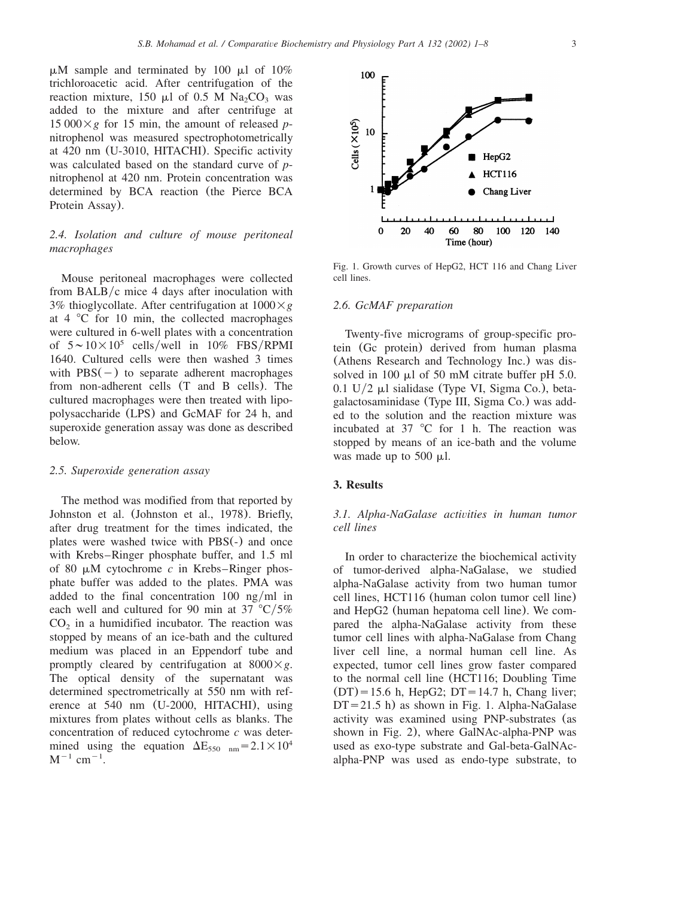μM sample and terminated by 100 μl of 10% trichloroacetic acid. After centrifugation of the reaction mixture, 150 μl of 0.5 M $Na_2CO_3$ was added to the mixture and after centrifuge at $15\,000\times g$ for 15 min, the amount of released *p*-nitrophenol was measured spectrophotometrically at 420 nm (U-3010, HITACHI). Specific activity was calculated based on the standard curve of *p*-nitrophenol at 420 nm. Protein concentration was determined by BCA reaction (the Pierce BCA Protein Assay).

### 2.4. Isolation and culture of mouse peritoneal macrophages

Mouse peritoneal macrophages were collected from BALB/c mice 4 days after inoculation with 3% thioglycollate. After centrifugation at $1000\times g$ at 4 °C for 10 min, the collected macrophages were cultured in 6-well plates with a concentration of $5\sim10\times10^5$ cells/well in 10% FBS/RPMI 1640. Cultured cells were then washed 3 times with PBS(−) to separate adherent macrophages from non-adherent cells (T and B cells). The cultured macrophages were then treated with lipopolysaccharide (LPS) and GcMAF for 24 h, and superoxide generation assay was done as described below.

### 2.5. Superoxide generation assay

The method was modified from that reported by Johnston et al. (Johnston et al., 1978). Briefly, after drug treatment for the times indicated, the plates were washed twice with PBS(-) and once with Krebs–Ringer phosphate buffer, and 1.5 ml of 80 μM cytochrome *c* in Krebs–Ringer phosphate buffer was added to the plates. PMA was added to the final concentration 100 ng/ml in each well and cultured for 90 min at 37 °C/5% $CO_2$ in a humidified incubator. The reaction was stopped by means of an ice-bath and the cultured medium was placed in an Eppendorf tube and promptly cleared by centrifugation at $8000\times g$. The optical density of the supernatant was determined spectrometrically at 550 nm with reference at 540 nm (U-2000, HITACHI), using mixtures from plates without cells as blanks. The concentration of reduced cytochrome *c* was determined using the equation $\Delta E_{550\ \text{nm}}=2.1\times10^4\ M^{-1}\ cm^{-1}$.

Fig. 1. Growth curves of HepG2, HCT 116 and Chang Liver cell lines.

### 2.6. GcMAF preparation

Twenty-five micrograms of group-specific protein (Gc protein) derived from human plasma (Athens Research and Technology Inc.) was dissolved in 100 μl of 50 mM citrate buffer pH 5.0. 0.1 U/2 μl sialidase (Type VI, Sigma Co.), beta-galactosaminidase (Type III, Sigma Co.) was added to the solution and the reaction mixture was incubated at 37 °C for 1 h. The reaction was stopped by means of an ice-bath and the volume was made up to 500 μl.

## 3. Results

### 3.1. Alpha-NaGalase activities in human tumor cell lines

In order to characterize the biochemical activity of tumor-derived alpha-NaGalase, we studied alpha-NaGalase activity from two human tumor cell lines, HCT116 (human colon tumor cell line) and HepG2 (human hepatoma cell line). We compared the alpha-NaGalase activity from these tumor cell lines with alpha-NaGalase from Chang liver cell line, a normal human cell line. As expected, tumor cell lines grow faster compared to the normal cell line (HCT116; Doubling Time (DT) = 15.6 h, HepG2; DT = 14.7 h, Chang liver; DT = 21.5 h) as shown in Fig. 1. Alpha-NaGalase activity was examined using PNP-substrates (as shown in Fig. 2), where GalNAc-alpha-PNP was used as exo-type substrate and Gal-beta-GalNAc-alpha-PNP was used as endo-type substrate, to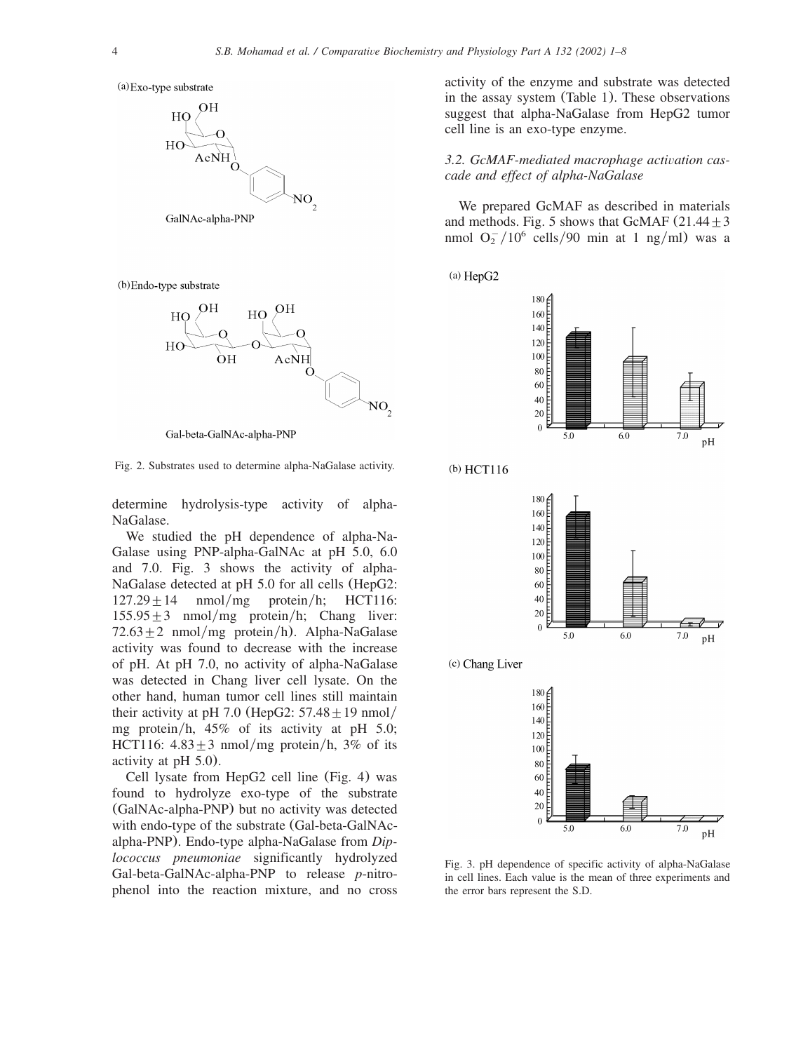(a) Exo-type substrate

GalNAc-alpha-PNP

(b) Endo-type substrate

Gal-beta-GalNAc-alpha-PNP

Fig. 2. Substrates used to determine alpha-NaGalase activity.

determine hydrolysis-type activity of alpha-NaGalase.

We studied the pH dependence of alpha-NaGalase using PNP-alpha-GalNAc at pH 5.0, 6.0 and 7.0. Fig. 3 shows the activity of alpha-NaGalase detected at pH 5.0 for all cells (HepG2: $127.29 \pm 14$ nmol/mg protein/h; HCT116: $155.95 \pm 3$ nmol/mg protein/h; Chang liver: $72.63 \pm 2$ nmol/mg protein/h). Alpha-NaGalase activity was found to decrease with the increase of pH. At pH 7.0, no activity of alpha-NaGalase was detected in Chang liver cell lysate. On the other hand, human tumor cell lines still maintain their activity at pH 7.0 (HepG2: $57.48 \pm 19$ nmol/mg protein/h, 45% of its activity at pH 5.0; HCT116: $4.83 \pm 3$ nmol/mg protein/h, 3% of its activity at pH 5.0).

Cell lysate from HepG2 cell line (Fig. 4) was found to hydrolyze exo-type of the substrate (GalNAc-alpha-PNP) but no activity was detected with endo-type of the substrate (Gal-beta-GalNAc-alpha-PNP). Endo-type alpha-NaGalase from *Diplococcus pneumoniae* significantly hydrolyzed Gal-beta-GalNAc-alpha-PNP to release *p*-nitrophenol into the reaction mixture, and no cross activity of the enzyme and substrate was detected in the assay system (Table 1). These observations suggest that alpha-NaGalase from HepG2 tumor cell line is an exo-type enzyme.

### 3.2. GcMAF-mediated macrophage activation cascade and effect of alpha-NaGalase

We prepared GcMAF as described in materials and methods. Fig. 5 shows that GcMAF ($21.44 \pm 3$ nmol $O_2^-/10^6$ cells/90 min at 1 ng/ml) was a

(a) HepG2

(b) HCT116

(c) Chang Liver

Fig. 3. pH dependence of specific activity of alpha-NaGalase in cell lines. Each value is the mean of three experiments and the error bars represent the S.D.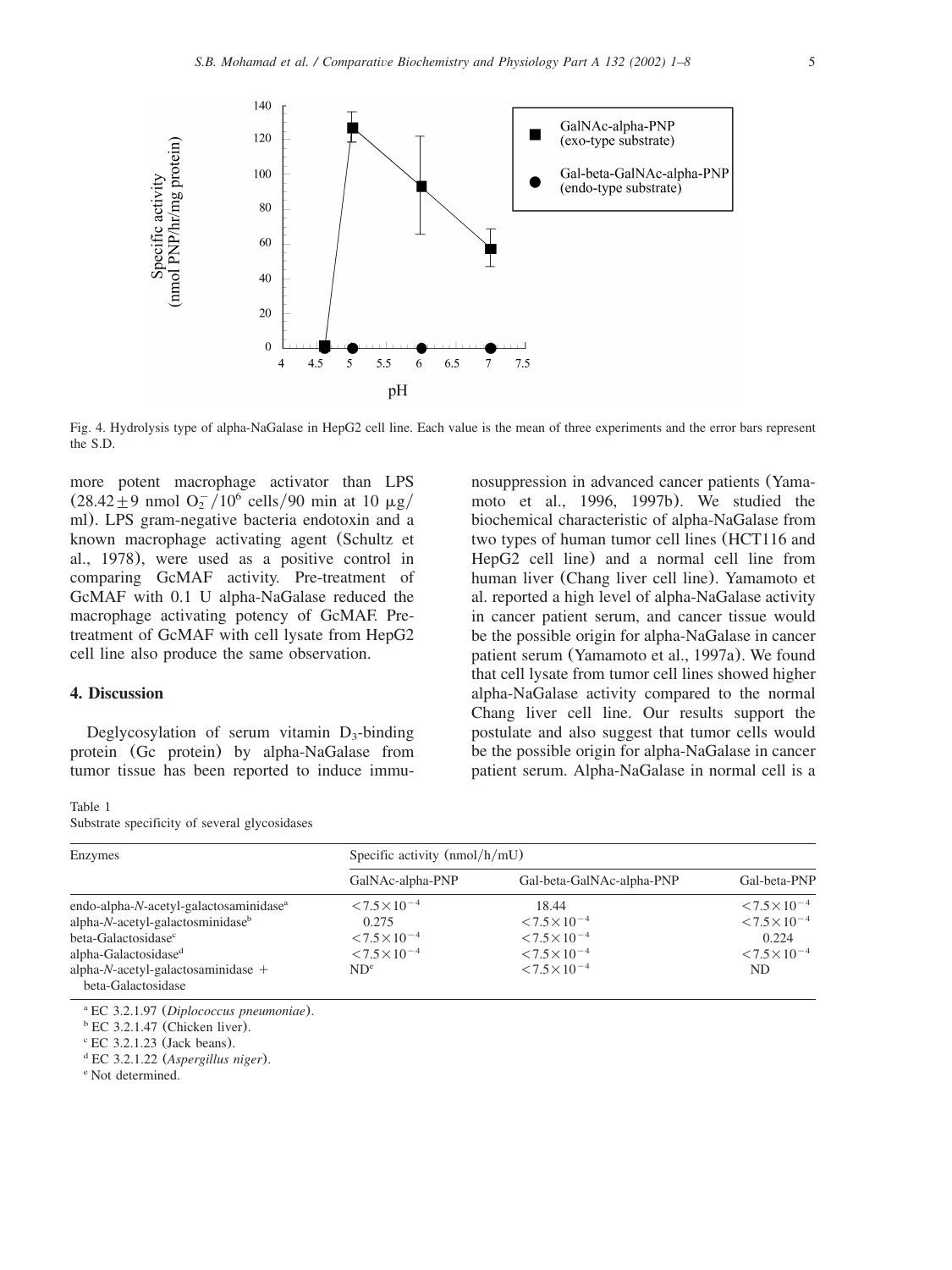Fig. 4. Hydrolysis type of alpha-NaGalase in HepG2 cell line. Each value is the mean of three experiments and the error bars represent the S.D.

more potent macrophage activator than LPS ($28.42 \pm 9$ nmol $O_2^-/10^6$ cells/90 min at 10 μg/ml). LPS gram-negative bacteria endotoxin and a known macrophage activating agent (Schultz et al., 1978), were used as a positive control in comparing GcMAF activity. Pre-treatment of GcMAF with 0.1 U alpha-NaGalase reduced the macrophage activating potency of GcMAF. Pre-treatment of GcMAF with cell lysate from HepG2 cell line also produce the same observation.

## 4. Discussion

Deglycosylation of serum vitamin $D_3$-binding protein (Gc protein) by alpha-NaGalase from tumor tissue has been reported to induce immunosuppression in advanced cancer patients (Yamamoto et al., 1996, 1997b). We studied the biochemical characteristic of alpha-NaGalase from two types of human tumor cell lines (HCT116 and HepG2 cell line) and a normal cell line from human liver (Chang liver cell line). Yamamoto et al. reported a high level of alpha-NaGalase activity in cancer patient serum, and cancer tissue would be the possible origin for alpha-NaGalase in cancer patient serum (Yamamoto et al., 1997a). We found that cell lysate from tumor cell lines showed higher alpha-NaGalase activity compared to the normal Chang liver cell line. Our results support the postulate and also suggest that tumor cells would be the possible origin for alpha-NaGalase in cancer patient serum. Alpha-NaGalase in normal cell is a

Table 1
Substrate specificity of several glycosidases

| Enzymes | Specific activity (nmol/h/mU) | | |
|---|---|---|---|
| | GalNAc-alpha-PNP | Gal-beta-GalNAc-alpha-PNP | Gal-beta-PNP |
| endo-alpha-*N*-acetyl-galactosaminidase[a] | $<7.5\times10^{-4}$ | 18.44 | $<7.5\times10^{-4}$ |
| alpha-*N*-acetyl-galactosminidase[b] | 0.275 | $<7.5\times10^{-4}$ | $<7.5\times10^{-4}$ |
| beta-Galactosidase[c] | $<7.5\times10^{-4}$ | $<7.5\times10^{-4}$ | 0.224 |
| alpha-Galactosidase[d] | $<7.5\times10^{-4}$ | $<7.5\times10^{-4}$ | $<7.5\times10^{-4}$ |
| alpha-*N*-acetyl-galactosaminidase + beta-Galactosidase | ND[e] | $<7.5\times10^{-4}$ | ND |

[a] EC 3.2.1.97 (*Diplococcus pneumoniae*).
[b] EC 3.2.1.47 (Chicken liver).
[c] EC 3.2.1.23 (Jack beans).
[d] EC 3.2.1.22 (*Aspergillus niger*).
[e] Not determined.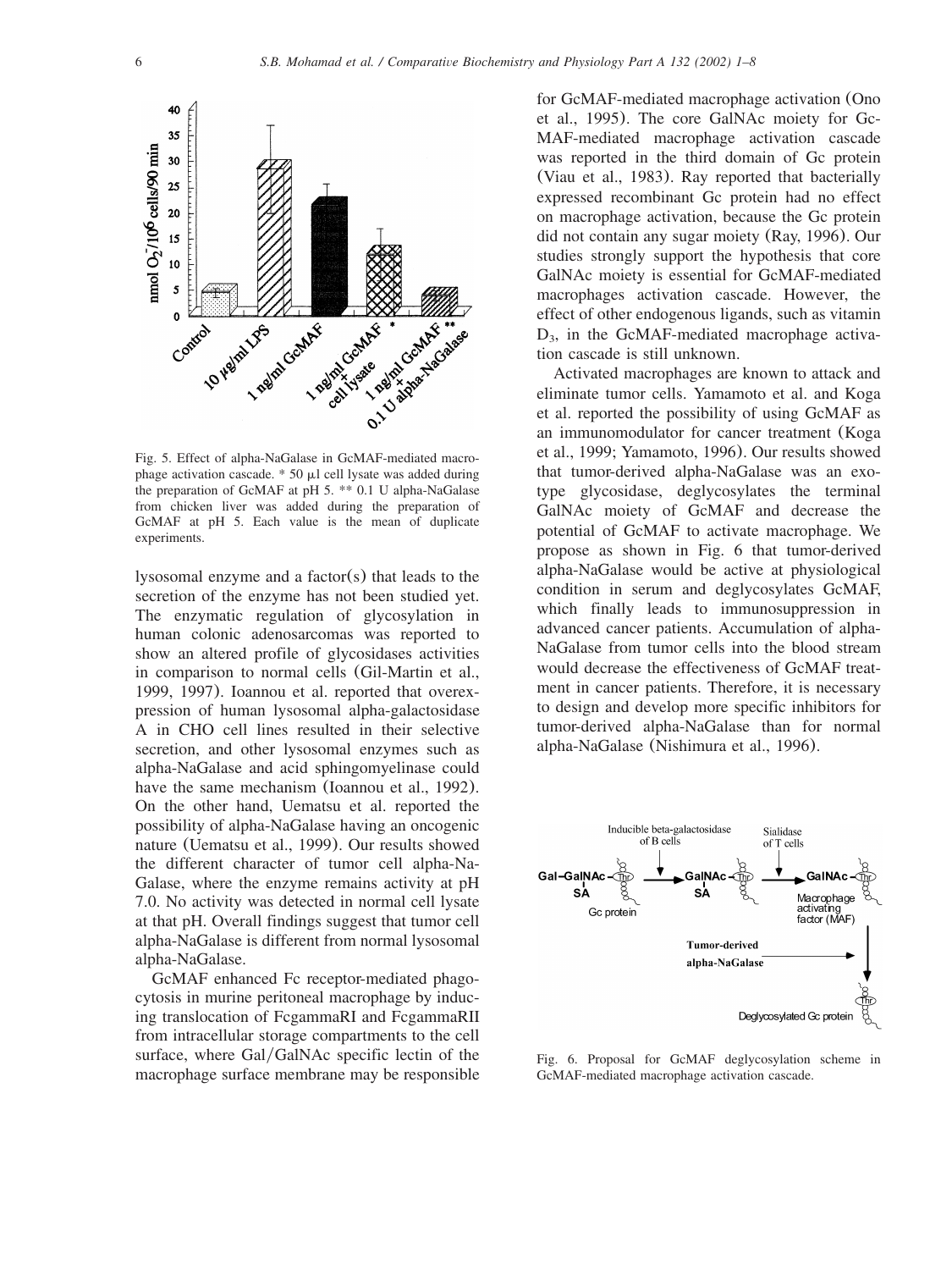Fig. 5. Effect of alpha-NaGalase in GcMAF-mediated macrophage activation cascade. * 50 μl cell lysate was added during the preparation of GcMAF at pH 5. ** 0.1 U alpha-NaGalase from chicken liver was added during the preparation of GcMAF at pH 5. Each value is the mean of duplicate experiments.

lysosomal enzyme and a factor(s) that leads to the secretion of the enzyme has not been studied yet. The enzymatic regulation of glycosylation in human colonic adenosarcomas was reported to show an altered profile of glycosidases activities in comparison to normal cells (Gil-Martin et al., 1999, 1997). Ioannou et al. reported that overexpression of human lysosomal alpha-galactosidase A in CHO cell lines resulted in their selective secretion, and other lysosomal enzymes such as alpha-NaGalase and acid sphingomyelinase could have the same mechanism (Ioannou et al., 1992). On the other hand, Uematsu et al. reported the possibility of alpha-NaGalase having an oncogenic nature (Uematsu et al., 1999). Our results showed the different character of tumor cell alpha-NaGalase, where the enzyme remains activity at pH 7.0. No activity was detected in normal cell lysate at that pH. Overall findings suggest that tumor cell alpha-NaGalase is different from normal lysosomal alpha-NaGalase.

GcMAF enhanced Fc receptor-mediated phagocytosis in murine peritoneal macrophage by inducing translocation of FcgammaRI and FcgammaRII from intracellular storage compartments to the cell surface, where Gal/GalNAc specific lectin of the macrophage surface membrane may be responsible for GcMAF-mediated macrophage activation (Ono et al., 1995). The core GalNAc moiety for Gc-MAF-mediated macrophage activation cascade was reported in the third domain of Gc protein (Viau et al., 1983). Ray reported that bacterially expressed recombinant Gc protein had no effect on macrophage activation, because the Gc protein did not contain any sugar moiety (Ray, 1996). Our studies strongly support the hypothesis that core GalNAc moiety is essential for GcMAF-mediated macrophages activation cascade. However, the effect of other endogenous ligands, such as vitamin $D_3$, in the GcMAF-mediated macrophage activation cascade is still unknown.

Activated macrophages are known to attack and eliminate tumor cells. Yamamoto et al. and Koga et al. reported the possibility of using GcMAF as an immunomodulator for cancer treatment (Koga et al., 1999; Yamamoto, 1996). Our results showed that tumor-derived alpha-NaGalase was an exo-type glycosidase, deglycosylates the terminal GalNAc moiety of GcMAF and decrease the potential of GcMAF to activate macrophage. We propose as shown in Fig. 6 that tumor-derived alpha-NaGalase would be active at physiological condition in serum and deglycosylates GcMAF, which finally leads to immunosuppression in advanced cancer patients. Accumulation of alpha-NaGalase from tumor cells into the blood stream would decrease the effectiveness of GcMAF treatment in cancer patients. Therefore, it is necessary to design and develop more specific inhibitors for tumor-derived alpha-NaGalase than for normal alpha-NaGalase (Nishimura et al., 1996).

Fig. 6. Proposal for GcMAF deglycosylation scheme in GcMAF-mediated macrophage activation cascade.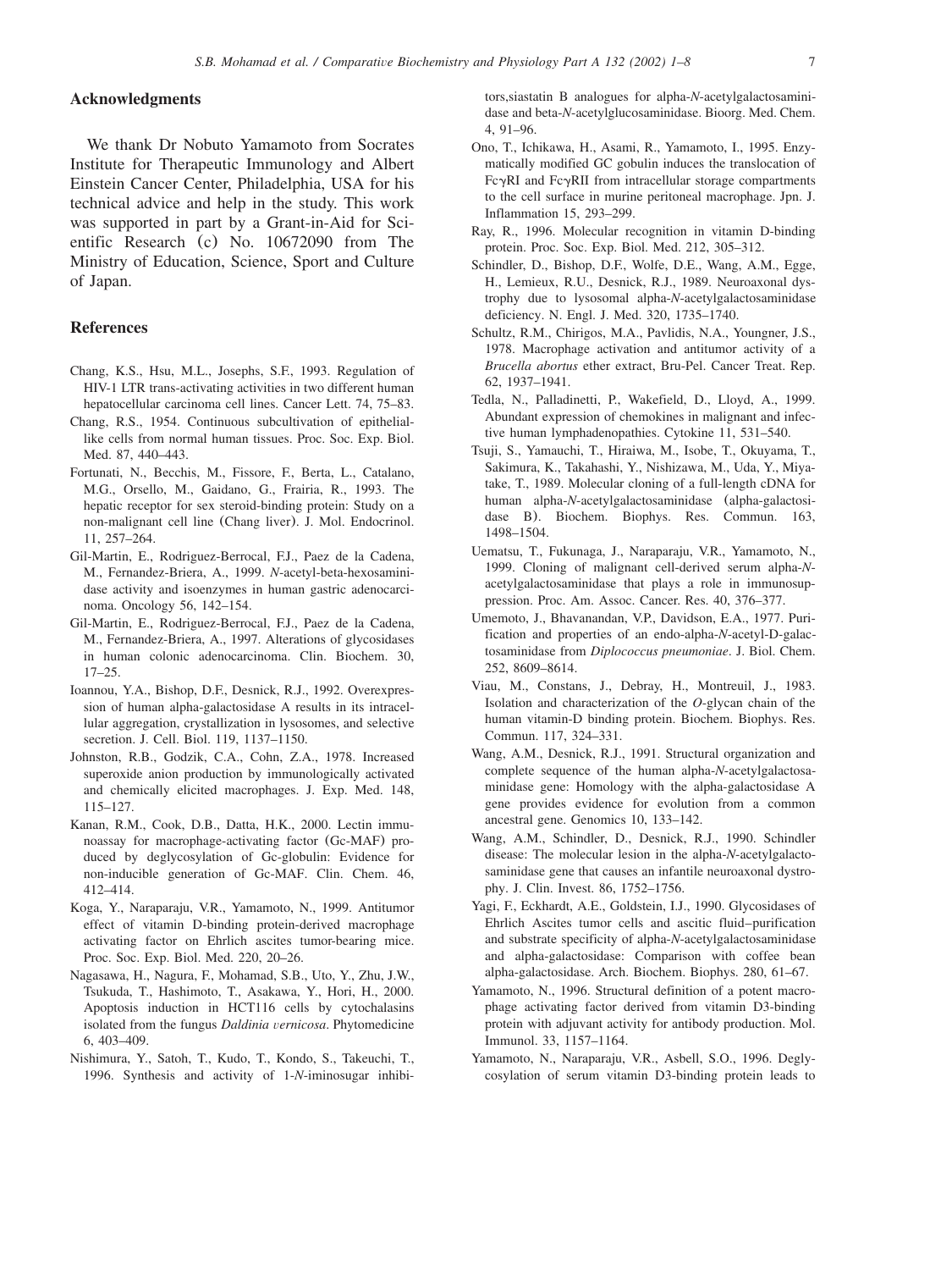## Acknowledgments

We thank Dr Nobuto Yamamoto from Socrates Institute for Therapeutic Immunology and Albert Einstein Cancer Center, Philadelphia, USA for his technical advice and help in the study. This work was supported in part by a Grant-in-Aid for Scientific Research (c) No. 10672090 from The Ministry of Education, Science, Sport and Culture of Japan.

## References

Chang, K.S., Hsu, M.L., Josephs, S.F., 1993. Regulation of HIV-1 LTR trans-activating activities in two different human hepatocellular carcinoma cell lines. Cancer Lett. 74, 75–83.

Chang, R.S., 1954. Continuous subcultivation of epithelial-like cells from normal human tissues. Proc. Soc. Exp. Biol. Med. 87, 440–443.

Fortunati, N., Becchis, M., Fissore, F., Berta, L., Catalano, M.G., Orsello, M., Gaidano, G., Frairia, R., 1993. The hepatic receptor for sex steroid-binding protein: Study on a non-malignant cell line (Chang liver). J. Mol. Endocrinol. 11, 257–264.

Gil-Martin, E., Rodriguez-Berrocal, F.J., Paez de la Cadena, M., Fernandez-Briera, A., 1999. *N*-acetyl-beta-hexosaminidase activity and isoenzymes in human gastric adenocarcinoma. Oncology 56, 142–154.

Gil-Martin, E., Rodriguez-Berrocal, F.J., Paez de la Cadena, M., Fernandez-Briera, A., 1997. Alterations of glycosidases in human colonic adenocarcinoma. Clin. Biochem. 30, 17–25.

Ioannou, Y.A., Bishop, D.F., Desnick, R.J., 1992. Overexpression of human alpha-galactosidase A results in its intracellular aggregation, crystallization in lysosomes, and selective secretion. J. Cell. Biol. 119, 1137–1150.

Johnston, R.B., Godzik, C.A., Cohn, Z.A., 1978. Increased superoxide anion production by immunologically activated and chemically elicited macrophages. J. Exp. Med. 148, 115–127.

Kanan, R.M., Cook, D.B., Datta, H.K., 2000. Lectin immunoassay for macrophage-activating factor (Gc-MAF) produced by deglycosylation of Gc-globulin: Evidence for non-inducible generation of Gc-MAF. Clin. Chem. 46, 412–414.

Koga, Y., Naraparaju, V.R., Yamamoto, N., 1999. Antitumor effect of vitamin D-binding protein-derived macrophage activating factor on Ehrlich ascites tumor-bearing mice. Proc. Soc. Exp. Biol. Med. 220, 20–26.

Nagasawa, H., Nagura, F., Mohamad, S.B., Uto, Y., Zhu, J.W., Tsukuda, T., Hashimoto, T., Asakawa, Y., Hori, H., 2000. Apoptosis induction in HCT116 cells by cytochalasins isolated from the fungus *Daldinia vernicosa*. Phytomedicine 6, 403–409.

Nishimura, Y., Satoh, T., Kudo, T., Kondo, S., Takeuchi, T., 1996. Synthesis and activity of 1-*N*-iminosugar inhibitors,siastatin B analogues for alpha-*N*-acetylgalactosaminidase and beta-*N*-acetylglucosaminidase. Bioorg. Med. Chem. 4, 91–96.

Ono, T., Ichikawa, H., Asami, R., Yamamoto, I., 1995. Enzymatically modified GC gobulin induces the translocation of FcγRI and FcγRII from intracellular storage compartments to the cell surface in murine peritoneal macrophage. Jpn. J. Inflammation 15, 293–299.

Ray, R., 1996. Molecular recognition in vitamin D-binding protein. Proc. Soc. Exp. Biol. Med. 212, 305–312.

Schindler, D., Bishop, D.F., Wolfe, D.E., Wang, A.M., Egge, H., Lemieux, R.U., Desnick, R.J., 1989. Neuroaxonal dystrophy due to lysosomal alpha-*N*-acetylgalactosaminidase deficiency. N. Engl. J. Med. 320, 1735–1740.

Schultz, R.M., Chirigos, M.A., Pavlidis, N.A., Youngner, J.S., 1978. Macrophage activation and antitumor activity of a *Brucella abortus* ether extract, Bru-Pel. Cancer Treat. Rep. 62, 1937–1941.

Tedla, N., Palladinetti, P., Wakefield, D., Lloyd, A., 1999. Abundant expression of chemokines in malignant and infective human lymphadenopathies. Cytokine 11, 531–540.

Tsuji, S., Yamauchi, T., Hiraiwa, M., Isobe, T., Okuyama, T., Sakimura, K., Takahashi, Y., Nishizawa, M., Uda, Y., Miyatake, T., 1989. Molecular cloning of a full-length cDNA for human alpha-*N*-acetylgalactosaminidase (alpha-galactosidase B). Biochem. Biophys. Res. Commun. 163, 1498–1504.

Uematsu, T., Fukunaga, J., Naraparaju, V.R., Yamamoto, N., 1999. Cloning of malignant cell-derived serum alpha-*N*-acetylgalactosaminidase that plays a role in immunosuppression. Proc. Am. Assoc. Cancer. Res. 40, 376–377.

Umemoto, J., Bhavanandan, V.P., Davidson, E.A., 1977. Purification and properties of an endo-alpha-*N*-acetyl-D-galactosaminidase from *Diplococcus pneumoniae*. J. Biol. Chem. 252, 8609–8614.

Viau, M., Constans, J., Debray, H., Montreuil, J., 1983. Isolation and characterization of the *O*-glycan chain of the human vitamin-D binding protein. Biochem. Biophys. Res. Commun. 117, 324–331.

Wang, A.M., Desnick, R.J., 1991. Structural organization and complete sequence of the human alpha-*N*-acetylgalactosaminidase gene: Homology with the alpha-galactosidase A gene provides evidence for evolution from a common ancestral gene. Genomics 10, 133–142.

Wang, A.M., Schindler, D., Desnick, R.J., 1990. Schindler disease: The molecular lesion in the alpha-*N*-acetylgalactosaminidase gene that causes an infantile neuroaxonal dystrophy. J. Clin. Invest. 86, 1752–1756.

Yagi, F., Eckhardt, A.E., Goldstein, I.J., 1990. Glycosidases of Ehrlich Ascites tumor cells and ascitic fluid–purification and substrate specificity of alpha-*N*-acetylgalactosaminidase and alpha-galactosidase: Comparison with coffee bean alpha-galactosidase. Arch. Biochem. Biophys. 280, 61–67.

Yamamoto, N., 1996. Structural definition of a potent macrophage activating factor derived from vitamin D3-binding protein with adjuvant activity for antibody production. Mol. Immunol. 33, 1157–1164.

Yamamoto, N., Naraparaju, V.R., Asbell, S.O., 1996. Deglycosylation of serum vitamin D3-binding protein leads to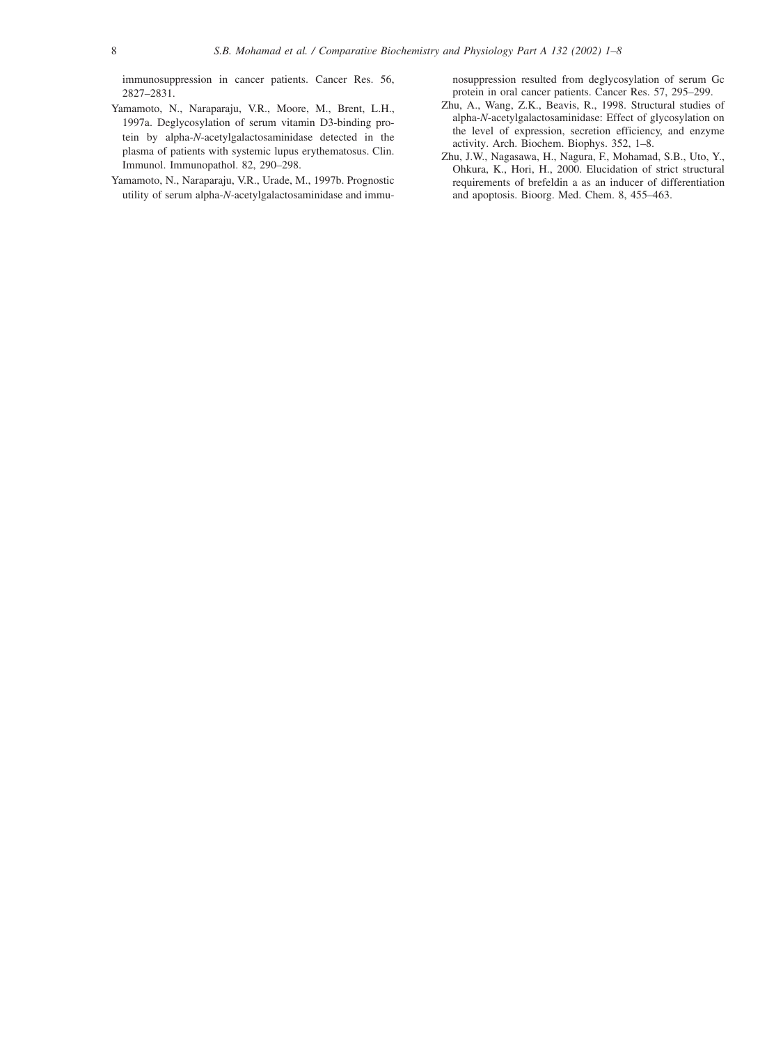immunosuppression in cancer patients. Cancer Res. 56, 2827–2831.

Yamamoto, N., Naraparaju, V.R., Moore, M., Brent, L.H., 1997a. Deglycosylation of serum vitamin D3-binding protein by alpha-*N*-acetylgalactosaminidase detected in the plasma of patients with systemic lupus erythematosus. Clin. Immunol. Immunopathol. 82, 290–298.

Yamamoto, N., Naraparaju, V.R., Urade, M., 1997b. Prognostic utility of serum alpha-*N*-acetylgalactosaminidase and immunosuppression resulted from deglycosylation of serum Gc protein in oral cancer patients. Cancer Res. 57, 295–299.

Zhu, A., Wang, Z.K., Beavis, R., 1998. Structural studies of alpha-*N*-acetylgalactosaminidase: Effect of glycosylation on the level of expression, secretion efficiency, and enzyme activity. Arch. Biochem. Biophys. 352, 1–8.

Zhu, J.W., Nagasawa, H., Nagura, F., Mohamad, S.B., Uto, Y., Ohkura, K., Hori, H., 2000. Elucidation of strict structural requirements of brefeldin a as an inducer of differentiation and apoptosis. Bioorg. Med. Chem. 8, 455–463.